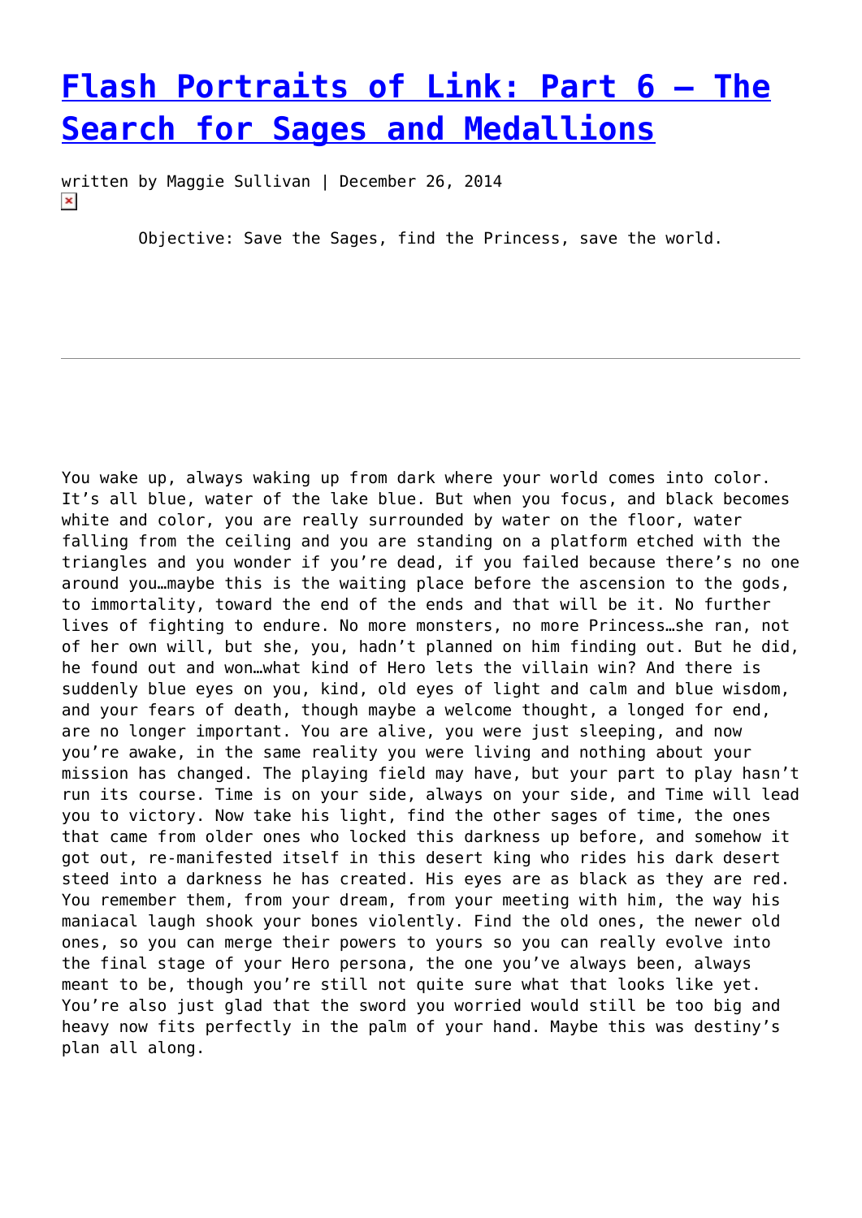# [Flash Portraits of Link: Part 6 – The Search for Sages and Medallions](#)

written by Maggie Sullivan | December 26, 2014

Objective: Save the Sages, find the Princess, save the world.

---

You wake up, always waking up from dark where your world comes into color. It's all blue, water of the lake blue. But when you focus, and black becomes white and color, you are really surrounded by water on the floor, water falling from the ceiling and you are standing on a platform etched with the triangles and you wonder if you're dead, if you failed because there's no one around you…maybe this is the waiting place before the ascension to the gods, to immortality, toward the end of the ends and that will be it. No further lives of fighting to endure. No more monsters, no more Princess…she ran, not of her own will, but she, you, hadn't planned on him finding out. But he did, he found out and won…what kind of Hero lets the villain win? And there is suddenly blue eyes on you, kind, old eyes of light and calm and blue wisdom, and your fears of death, though maybe a welcome thought, a longed for end, are no longer important. You are alive, you were just sleeping, and now you're awake, in the same reality you were living and nothing about your mission has changed. The playing field may have, but your part to play hasn't run its course. Time is on your side, always on your side, and Time will lead you to victory. Now take his light, find the other sages of time, the ones that came from older ones who locked this darkness up before, and somehow it got out, re-manifested itself in this desert king who rides his dark desert steed into a darkness he has created. His eyes are as black as they are red. You remember them, from your dream, from your meeting with him, the way his maniacal laugh shook your bones violently. Find the old ones, the newer old ones, so you can merge their powers to yours so you can really evolve into the final stage of your Hero persona, the one you've always been, always meant to be, though you're still not quite sure what that looks like yet. You're also just glad that the sword you worried would still be too big and heavy now fits perfectly in the palm of your hand. Maybe this was destiny's plan all along.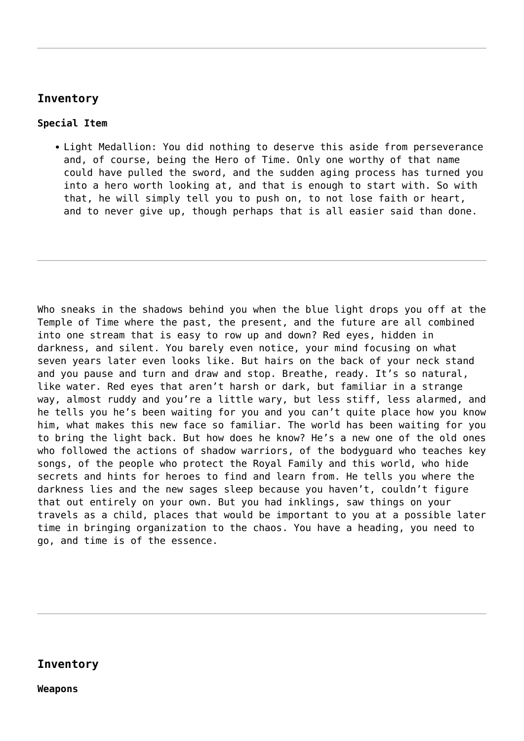---

## Inventory

### Special Item

- Light Medallion: You did nothing to deserve this aside from perseverance and, of course, being the Hero of Time. Only one worthy of that name could have pulled the sword, and the sudden aging process has turned you into a hero worth looking at, and that is enough to start with. So with that, he will simply tell you to push on, to not lose faith or heart, and to never give up, though perhaps that is all easier said than done.

---

Who sneaks in the shadows behind you when the blue light drops you off at the Temple of Time where the past, the present, and the future are all combined into one stream that is easy to row up and down? Red eyes, hidden in darkness, and silent. You barely even notice, your mind focusing on what seven years later even looks like. But hairs on the back of your neck stand and you pause and turn and draw and stop. Breathe, ready. It's so natural, like water. Red eyes that aren't harsh or dark, but familiar in a strange way, almost ruddy and you're a little wary, but less stiff, less alarmed, and he tells you he's been waiting for you and you can't quite place how you know him, what makes this new face so familiar. The world has been waiting for you to bring the light back. But how does he know? He's a new one of the old ones who followed the actions of shadow warriors, of the bodyguard who teaches key songs, of the people who protect the Royal Family and this world, who hide secrets and hints for heroes to find and learn from. He tells you where the darkness lies and the new sages sleep because you haven't, couldn't figure that out entirely on your own. But you had inklings, saw things on your travels as a child, places that would be important to you at a possible later time in bringing organization to the chaos. You have a heading, you need to go, and time is of the essence.

---

## Inventory

### Weapons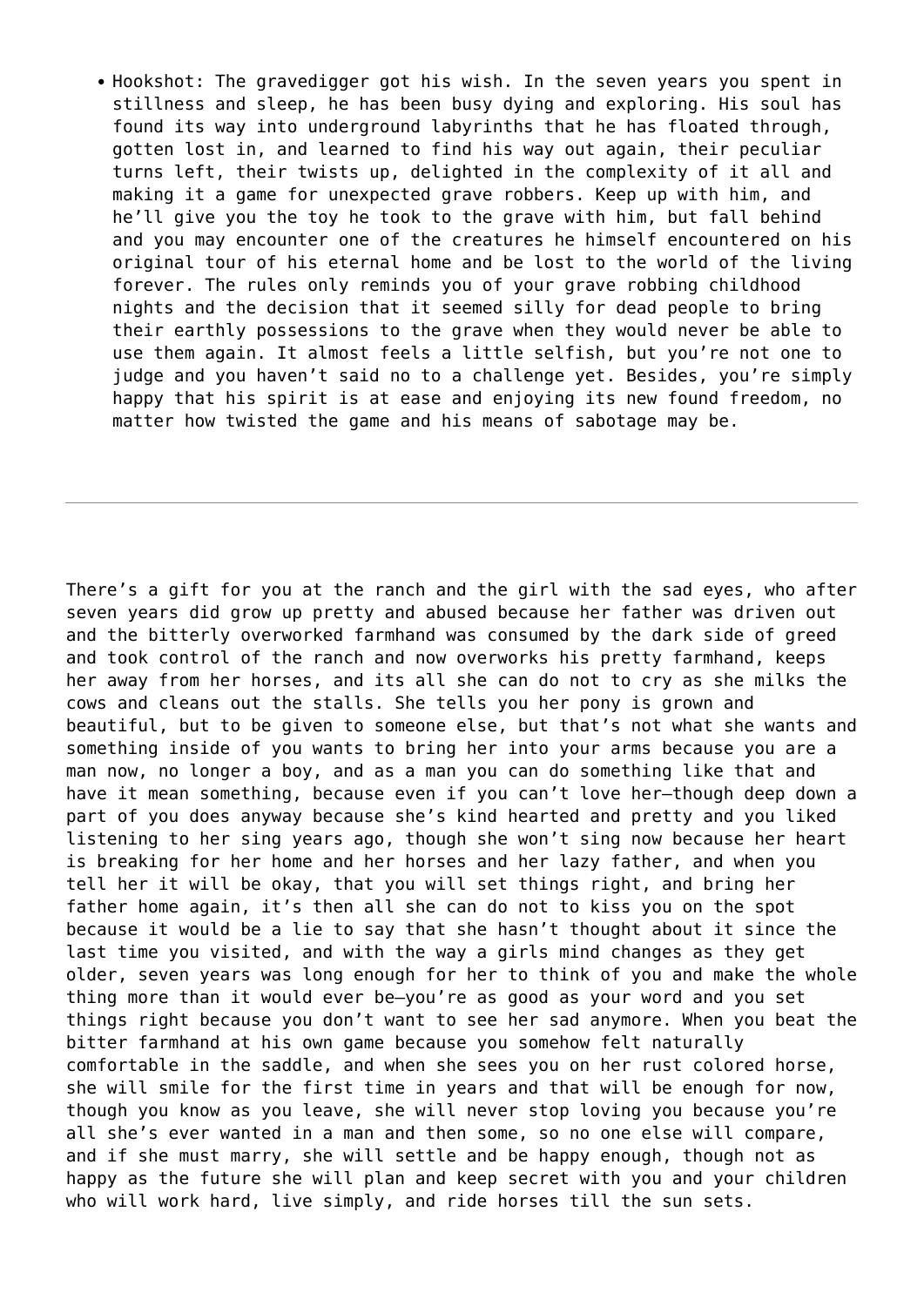- Hookshot: The gravedigger got his wish. In the seven years you spent in stillness and sleep, he has been busy dying and exploring. His soul has found its way into underground labyrinths that he has floated through, gotten lost in, and learned to find his way out again, their peculiar turns left, their twists up, delighted in the complexity of it all and making it a game for unexpected grave robbers. Keep up with him, and he'll give you the toy he took to the grave with him, but fall behind and you may encounter one of the creatures he himself encountered on his original tour of his eternal home and be lost to the world of the living forever. The rules only reminds you of your grave robbing childhood nights and the decision that it seemed silly for dead people to bring their earthly possessions to the grave when they would never be able to use them again. It almost feels a little selfish, but you're not one to judge and you haven't said no to a challenge yet. Besides, you're simply happy that his spirit is at ease and enjoying its new found freedom, no matter how twisted the game and his means of sabotage may be.

---

There's a gift for you at the ranch and the girl with the sad eyes, who after seven years did grow up pretty and abused because her father was driven out and the bitterly overworked farmhand was consumed by the dark side of greed and took control of the ranch and now overworks his pretty farmhand, keeps her away from her horses, and its all she can do not to cry as she milks the cows and cleans out the stalls. She tells you her pony is grown and beautiful, but to be given to someone else, but that's not what she wants and something inside of you wants to bring her into your arms because you are a man now, no longer a boy, and as a man you can do something like that and have it mean something, because even if you can't love her—though deep down a part of you does anyway because she's kind hearted and pretty and you liked listening to her sing years ago, though she won't sing now because her heart is breaking for her home and her horses and her lazy father, and when you tell her it will be okay, that you will set things right, and bring her father home again, it's then all she can do not to kiss you on the spot because it would be a lie to say that she hasn't thought about it since the last time you visited, and with the way a girls mind changes as they get older, seven years was long enough for her to think of you and make the whole thing more than it would ever be—you're as good as your word and you set things right because you don't want to see her sad anymore. When you beat the bitter farmhand at his own game because you somehow felt naturally comfortable in the saddle, and when she sees you on her rust colored horse, she will smile for the first time in years and that will be enough for now, though you know as you leave, she will never stop loving you because you're all she's ever wanted in a man and then some, so no one else will compare, and if she must marry, she will settle and be happy enough, though not as happy as the future she will plan and keep secret with you and your children who will work hard, live simply, and ride horses till the sun sets.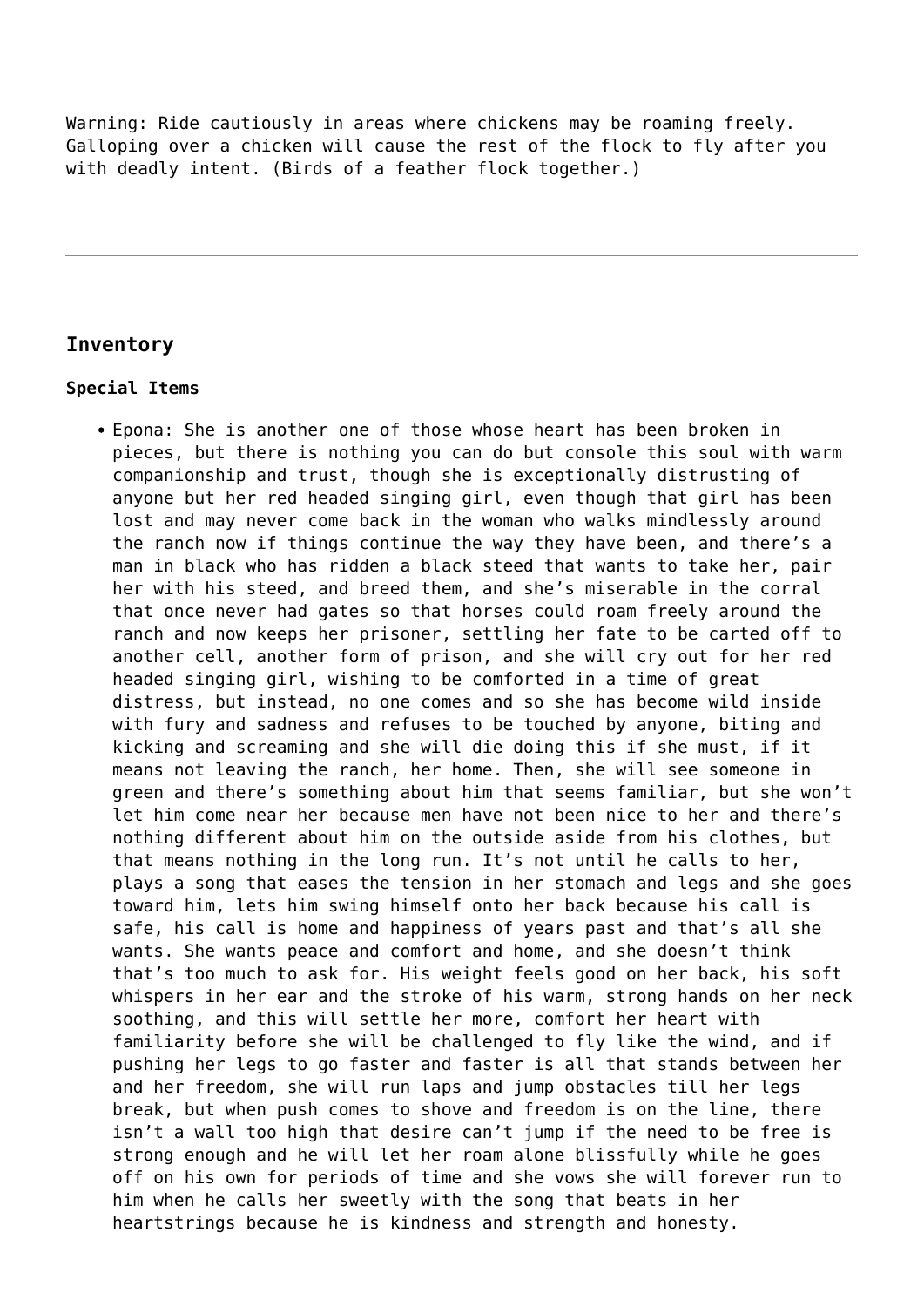Warning: Ride cautiously in areas where chickens may be roaming freely. Galloping over a chicken will cause the rest of the flock to fly after you with deadly intent. (Birds of a feather flock together.)

---

## Inventory

### Special Items

- Epona: She is another one of those whose heart has been broken in pieces, but there is nothing you can do but console this soul with warm companionship and trust, though she is exceptionally distrusting of anyone but her red headed singing girl, even though that girl has been lost and may never come back in the woman who walks mindlessly around the ranch now if things continue the way they have been, and there's a man in black who has ridden a black steed that wants to take her, pair her with his steed, and breed them, and she's miserable in the corral that once never had gates so that horses could roam freely around the ranch and now keeps her prisoner, settling her fate to be carted off to another cell, another form of prison, and she will cry out for her red headed singing girl, wishing to be comforted in a time of great distress, but instead, no one comes and so she has become wild inside with fury and sadness and refuses to be touched by anyone, biting and kicking and screaming and she will die doing this if she must, if it means not leaving the ranch, her home. Then, she will see someone in green and there's something about him that seems familiar, but she won't let him come near her because men have not been nice to her and there's nothing different about him on the outside aside from his clothes, but that means nothing in the long run. It's not until he calls to her, plays a song that eases the tension in her stomach and legs and she goes toward him, lets him swing himself onto her back because his call is safe, his call is home and happiness of years past and that's all she wants. She wants peace and comfort and home, and she doesn't think that's too much to ask for. His weight feels good on her back, his soft whispers in her ear and the stroke of his warm, strong hands on her neck soothing, and this will settle her more, comfort her heart with familiarity before she will be challenged to fly like the wind, and if pushing her legs to go faster and faster is all that stands between her and her freedom, she will run laps and jump obstacles till her legs break, but when push comes to shove and freedom is on the line, there isn't a wall too high that desire can't jump if the need to be free is strong enough and he will let her roam alone blissfully while he goes off on his own for periods of time and she vows she will forever run to him when he calls her sweetly with the song that beats in her heartstrings because he is kindness and strength and honesty.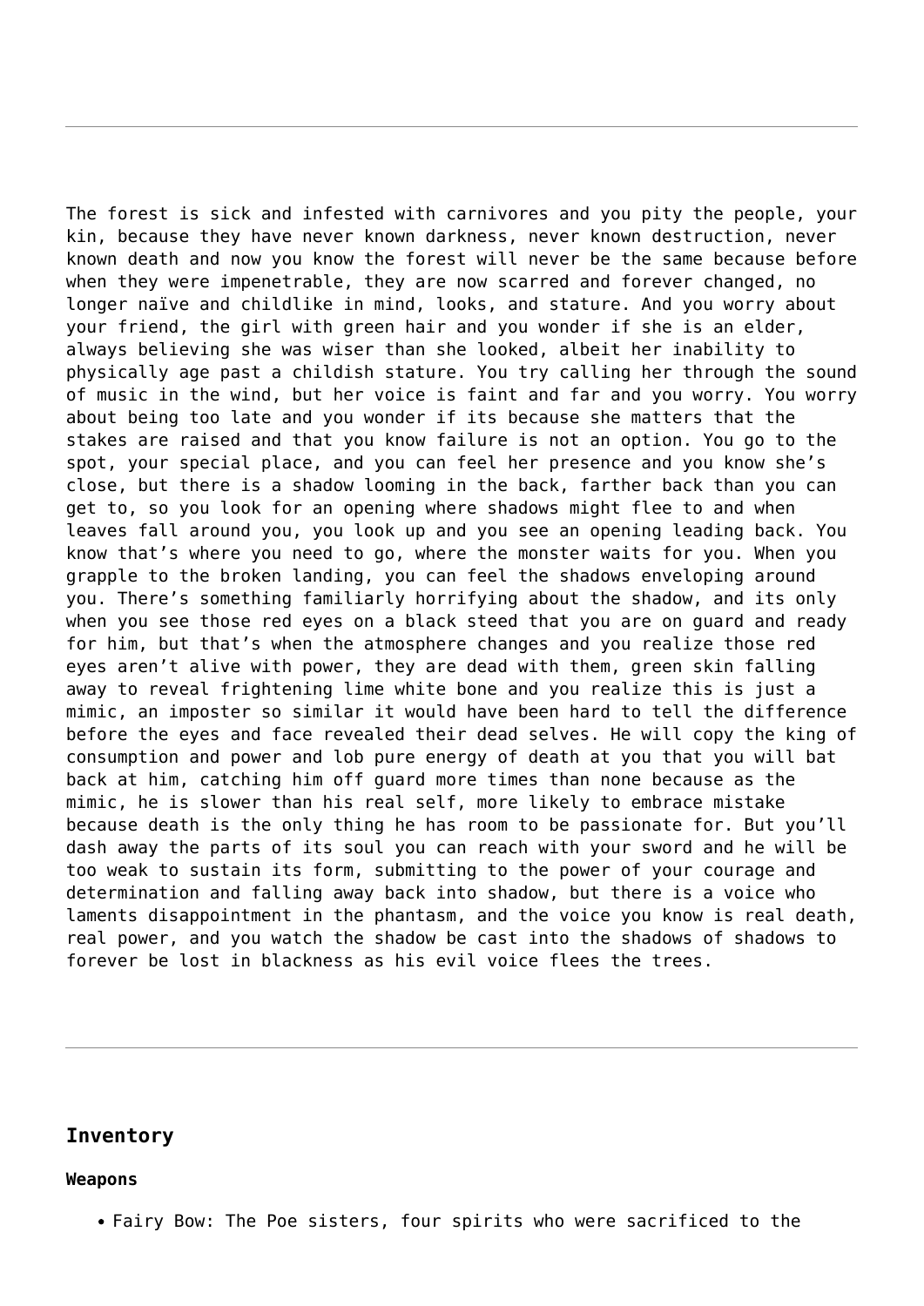---

The forest is sick and infested with carnivores and you pity the people, your kin, because they have never known darkness, never known destruction, never known death and now you know the forest will never be the same because before when they were impenetrable, they are now scarred and forever changed, no longer naïve and childlike in mind, looks, and stature. And you worry about your friend, the girl with green hair and you wonder if she is an elder, always believing she was wiser than she looked, albeit her inability to physically age past a childish stature. You try calling her through the sound of music in the wind, but her voice is faint and far and you worry. You worry about being too late and you wonder if its because she matters that the stakes are raised and that you know failure is not an option. You go to the spot, your special place, and you can feel her presence and you know she's close, but there is a shadow looming in the back, farther back than you can get to, so you look for an opening where shadows might flee to and when leaves fall around you, you look up and you see an opening leading back. You know that's where you need to go, where the monster waits for you. When you grapple to the broken landing, you can feel the shadows enveloping around you. There's something familiarly horrifying about the shadow, and its only when you see those red eyes on a black steed that you are on guard and ready for him, but that's when the atmosphere changes and you realize those red eyes aren't alive with power, they are dead with them, green skin falling away to reveal frightening lime white bone and you realize this is just a mimic, an imposter so similar it would have been hard to tell the difference before the eyes and face revealed their dead selves. He will copy the king of consumption and power and lob pure energy of death at you that you will bat back at him, catching him off guard more times than none because as the mimic, he is slower than his real self, more likely to embrace mistake because death is the only thing he has room to be passionate for. But you'll dash away the parts of its soul you can reach with your sword and he will be too weak to sustain its form, submitting to the power of your courage and determination and falling away back into shadow, but there is a voice who laments disappointment in the phantasm, and the voice you know is real death, real power, and you watch the shadow be cast into the shadows of shadows to forever be lost in blackness as his evil voice flees the trees.

---

## Inventory

**Weapons**

- Fairy Bow: The Poe sisters, four spirits who were sacrificed to the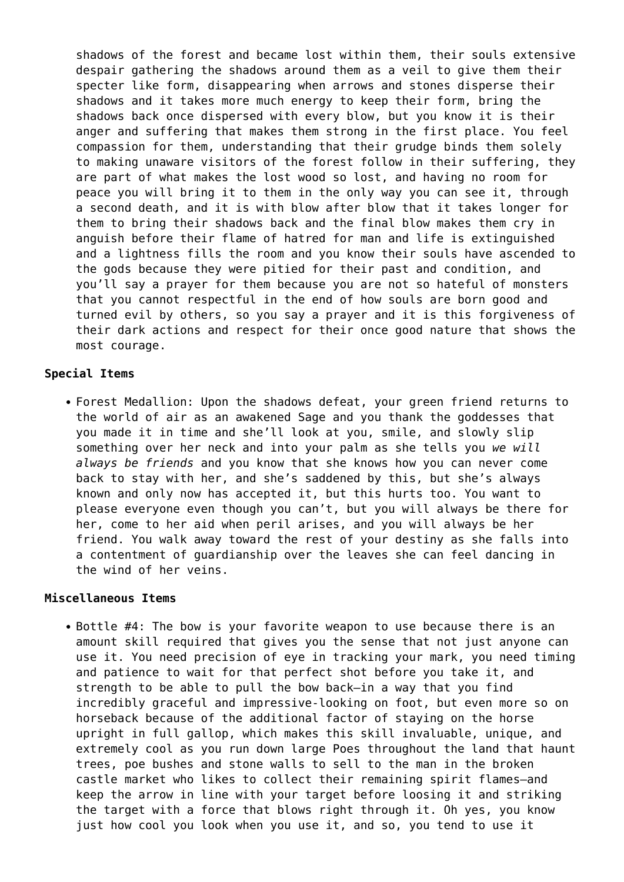shadows of the forest and became lost within them, their souls extensive despair gathering the shadows around them as a veil to give them their specter like form, disappearing when arrows and stones disperse their shadows and it takes more much energy to keep their form, bring the shadows back once dispersed with every blow, but you know it is their anger and suffering that makes them strong in the first place. You feel compassion for them, understanding that their grudge binds them solely to making unaware visitors of the forest follow in their suffering, they are part of what makes the lost wood so lost, and having no room for peace you will bring it to them in the only way you can see it, through a second death, and it is with blow after blow that it takes longer for them to bring their shadows back and the final blow makes them cry in anguish before their flame of hatred for man and life is extinguished and a lightness fills the room and you know their souls have ascended to the gods because they were pitied for their past and condition, and you'll say a prayer for them because you are not so hateful of monsters that you cannot respectful in the end of how souls are born good and turned evil by others, so you say a prayer and it is this forgiveness of their dark actions and respect for their once good nature that shows the most courage.

**Special Items**

- Forest Medallion: Upon the shadows defeat, your green friend returns to the world of air as an awakened Sage and you thank the goddesses that you made it in time and she'll look at you, smile, and slowly slip something over her neck and into your palm as she tells you *we will always be friends* and you know that she knows how you can never come back to stay with her, and she's saddened by this, but she's always known and only now has accepted it, but this hurts too. You want to please everyone even though you can't, but you will always be there for her, come to her aid when peril arises, and you will always be her friend. You walk away toward the rest of your destiny as she falls into a contentment of guardianship over the leaves she can feel dancing in the wind of her veins.

**Miscellaneous Items**

- Bottle #4: The bow is your favorite weapon to use because there is an amount skill required that gives you the sense that not just anyone can use it. You need precision of eye in tracking your mark, you need timing and patience to wait for that perfect shot before you take it, and strength to be able to pull the bow back—in a way that you find incredibly graceful and impressive-looking on foot, but even more so on horseback because of the additional factor of staying on the horse upright in full gallop, which makes this skill invaluable, unique, and extremely cool as you run down large Poes throughout the land that haunt trees, poe bushes and stone walls to sell to the man in the broken castle market who likes to collect their remaining spirit flames—and keep the arrow in line with your target before loosing it and striking the target with a force that blows right through it. Oh yes, you know just how cool you look when you use it, and so, you tend to use it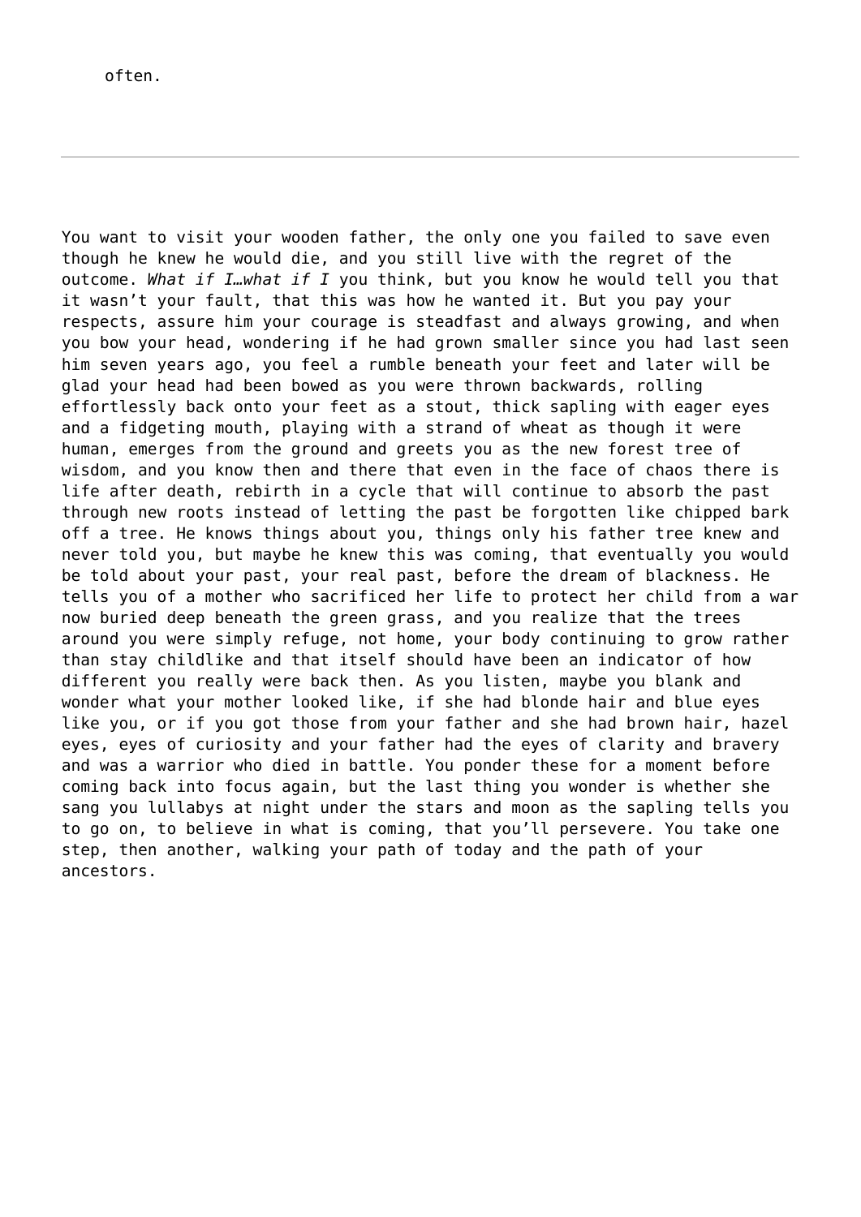often.

---

You want to visit your wooden father, the only one you failed to save even though he knew he would die, and you still live with the regret of the outcome. *What if I…what if I* you think, but you know he would tell you that it wasn't your fault, that this was how he wanted it. But you pay your respects, assure him your courage is steadfast and always growing, and when you bow your head, wondering if he had grown smaller since you had last seen him seven years ago, you feel a rumble beneath your feet and later will be glad your head had been bowed as you were thrown backwards, rolling effortlessly back onto your feet as a stout, thick sapling with eager eyes and a fidgeting mouth, playing with a strand of wheat as though it were human, emerges from the ground and greets you as the new forest tree of wisdom, and you know then and there that even in the face of chaos there is life after death, rebirth in a cycle that will continue to absorb the past through new roots instead of letting the past be forgotten like chipped bark off a tree. He knows things about you, things only his father tree knew and never told you, but maybe he knew this was coming, that eventually you would be told about your past, your real past, before the dream of blackness. He tells you of a mother who sacrificed her life to protect her child from a war now buried deep beneath the green grass, and you realize that the trees around you were simply refuge, not home, your body continuing to grow rather than stay childlike and that itself should have been an indicator of how different you really were back then. As you listen, maybe you blank and wonder what your mother looked like, if she had blonde hair and blue eyes like you, or if you got those from your father and she had brown hair, hazel eyes, eyes of curiosity and your father had the eyes of clarity and bravery and was a warrior who died in battle. You ponder these for a moment before coming back into focus again, but the last thing you wonder is whether she sang you lullabys at night under the stars and moon as the sapling tells you to go on, to believe in what is coming, that you'll persevere. You take one step, then another, walking your path of today and the path of your ancestors.